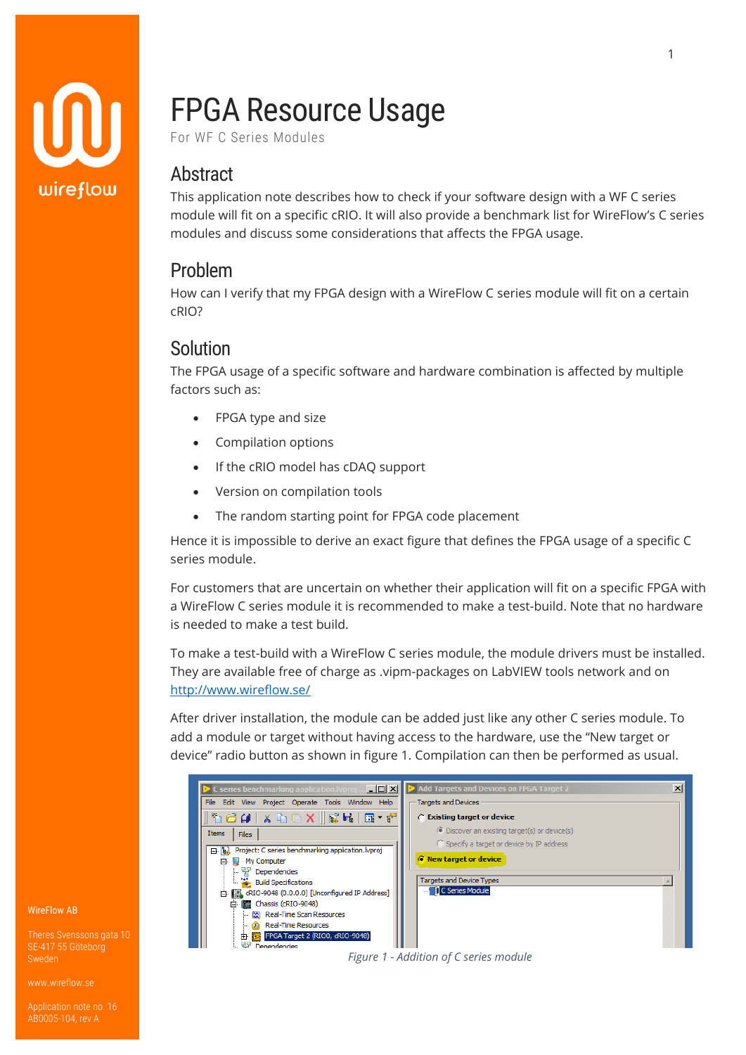# FPGA Resource Usage

For WF C Series Modules

## Abstract

This application note describes how to check if your software design with a WF C series module will fit on a specific cRIO. It will also provide a benchmark list for WireFlow's C series modules and discuss some considerations that affects the FPGA usage.

## Problem

How can I verify that my FPGA design with a WireFlow C series module will fit on a certain cRIO?

## Solution

The FPGA usage of a specific software and hardware combination is affected by multiple factors such as:

- FPGA type and size
- Compilation options
- If the cRIO model has cDAQ support
- Version on compilation tools
- The random starting point for FPGA code placement

Hence it is impossible to derive an exact figure that defines the FPGA usage of a specific C series module.

For customers that are uncertain on whether their application will fit on a specific FPGA with a WireFlow C series module it is recommended to make a test-build. Note that no hardware is needed to make a test build.

To make a test-build with a WireFlow C series module, the module drivers must be installed. They are available free of charge as .vipm-packages on LabVIEW tools network and on http://www.wireflow.se/

After driver installation, the module can be added just like any other C series module. To add a module or target without having access to the hardware, use the "New target or device" radio button as shown in figure 1. Compilation can then be performed as usual.

*Figure 1 - Addition of C series module*

WireFlow AB

Theres Svenssons gata 10
SE-417 55 Göteborg
Sweden

www.wireflow.se

Application note no. 16
AB0005-104, rev A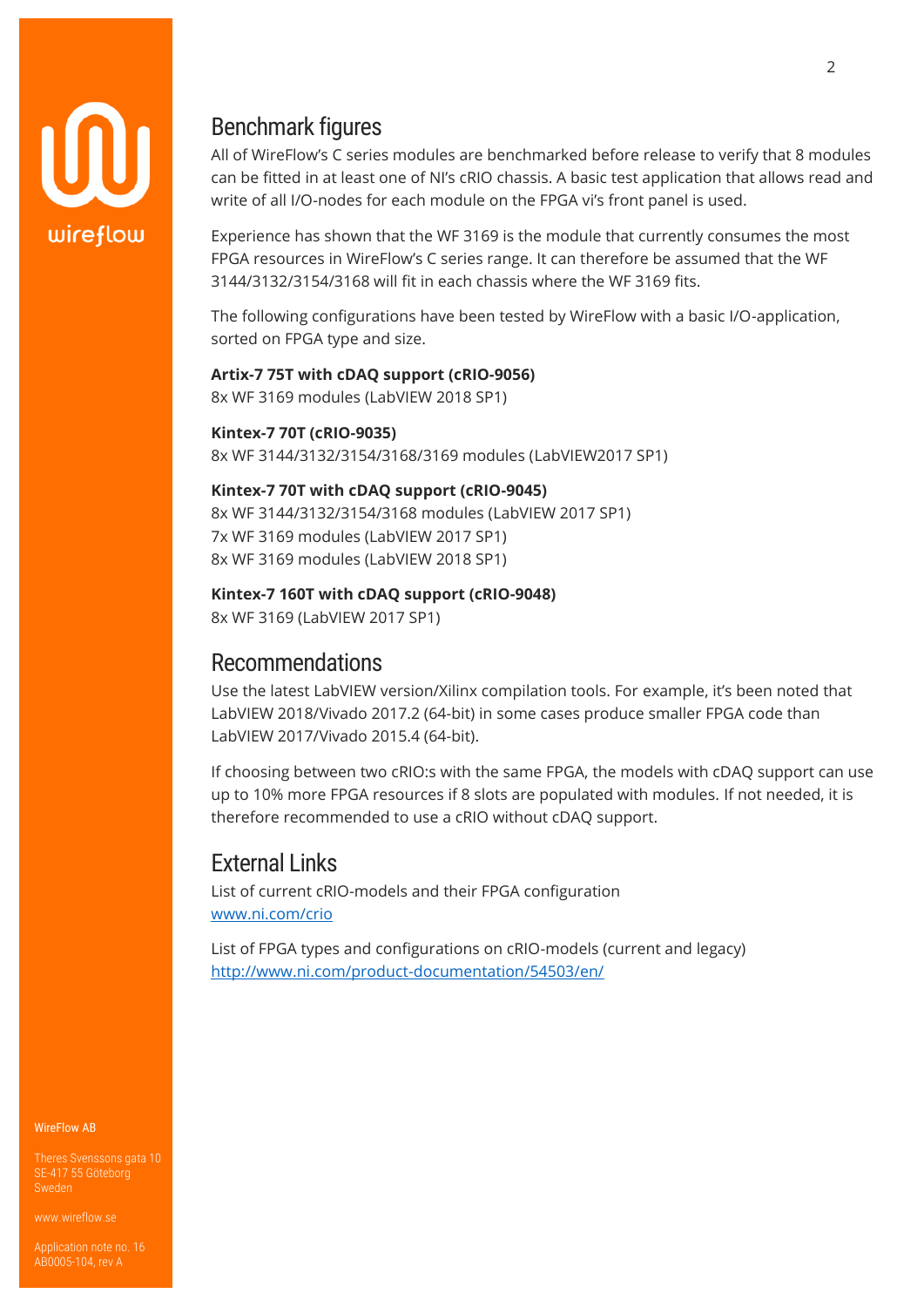## Benchmark figures

All of WireFlow's C series modules are benchmarked before release to verify that 8 modules can be fitted in at least one of NI's cRIO chassis. A basic test application that allows read and write of all I/O-nodes for each module on the FPGA vi's front panel is used.

Experience has shown that the WF 3169 is the module that currently consumes the most FPGA resources in WireFlow's C series range. It can therefore be assumed that the WF 3144/3132/3154/3168 will fit in each chassis where the WF 3169 fits.

The following configurations have been tested by WireFlow with a basic I/O-application, sorted on FPGA type and size.

**Artix-7 75T with cDAQ support (cRIO-9056)**
8x WF 3169 modules (LabVIEW 2018 SP1)

**Kintex-7 70T (cRIO-9035)**
8x WF 3144/3132/3154/3168/3169 modules (LabVIEW2017 SP1)

**Kintex-7 70T with cDAQ support (cRIO-9045)**
8x WF 3144/3132/3154/3168 modules (LabVIEW 2017 SP1)
7x WF 3169 modules (LabVIEW 2017 SP1)
8x WF 3169 modules (LabVIEW 2018 SP1)

**Kintex-7 160T with cDAQ support (cRIO-9048)**
8x WF 3169 (LabVIEW 2017 SP1)

## Recommendations

Use the latest LabVIEW version/Xilinx compilation tools. For example, it's been noted that LabVIEW 2018/Vivado 2017.2 (64-bit) in some cases produce smaller FPGA code than LabVIEW 2017/Vivado 2015.4 (64-bit).

If choosing between two cRIO:s with the same FPGA, the models with cDAQ support can use up to 10% more FPGA resources if 8 slots are populated with modules. If not needed, it is therefore recommended to use a cRIO without cDAQ support.

## External Links

List of current cRIO-models and their FPGA configuration
[www.ni.com/crio](http://www.ni.com/crio)

List of FPGA types and configurations on cRIO-models (current and legacy)
[http://www.ni.com/product-documentation/54503/en/](http://www.ni.com/product-documentation/54503/en/)

WireFlow AB

Theres Svenssons gata 10
SE-417 55 Göteborg
Sweden

www.wireflow.se

Application note no. 16
AB0005-104, rev A